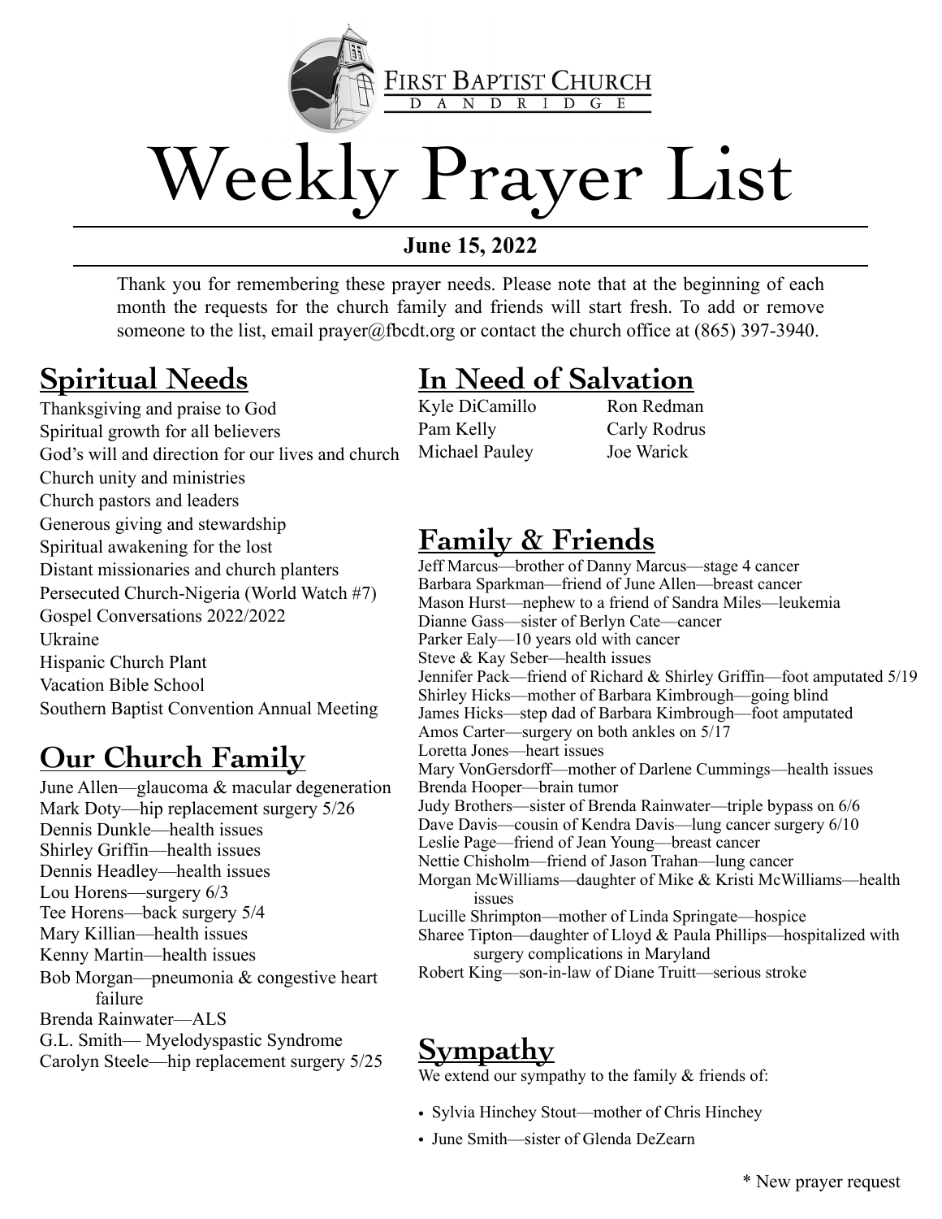FIRST BAPTIST CHURCH
DANDRIDGE

# Weekly Prayer List

**June 15, 2022**

Thank you for remembering these prayer needs. Please note that at the beginning of each month the requests for the church family and friends will start fresh. To add or remove someone to the list, email prayer@fbcdt.org or contact the church office at (865) 397-3940.

## Spiritual Needs

Thanksgiving and praise to God
Spiritual growth for all believers
God's will and direction for our lives and church
Church unity and ministries
Church pastors and leaders
Generous giving and stewardship
Spiritual awakening for the lost
Distant missionaries and church planters
Persecuted Church-Nigeria (World Watch #7)
Gospel Conversations 2022/2022
Ukraine
Hispanic Church Plant
Vacation Bible School
Southern Baptist Convention Annual Meeting

## Our Church Family

June Allen—glaucoma & macular degeneration
Mark Doty—hip replacement surgery 5/26
Dennis Dunkle—health issues
Shirley Griffin—health issues
Dennis Headley—health issues
Lou Horens—surgery 6/3
Tee Horens—back surgery 5/4
Mary Killian—health issues
Kenny Martin—health issues
Bob Morgan—pneumonia & congestive heart failure
Brenda Rainwater—ALS
G.L. Smith— Myelodyspastic Syndrome
Carolyn Steele—hip replacement surgery 5/25

## In Need of Salvation

Kyle DiCamillo
Pam Kelly
Michael Pauley
Ron Redman
Carly Rodrus
Joe Warick

## Family & Friends

Jeff Marcus—brother of Danny Marcus—stage 4 cancer
Barbara Sparkman—friend of June Allen—breast cancer
Mason Hurst—nephew to a friend of Sandra Miles—leukemia
Dianne Gass—sister of Berlyn Cate—cancer
Parker Ealy—10 years old with cancer
Steve & Kay Seber—health issues
Jennifer Pack—friend of Richard & Shirley Griffin—foot amputated 5/19
Shirley Hicks—mother of Barbara Kimbrough—going blind
James Hicks—step dad of Barbara Kimbrough—foot amputated
Amos Carter—surgery on both ankles on 5/17
Loretta Jones—heart issues
Mary VonGersdorff—mother of Darlene Cummings—health issues
Brenda Hooper—brain tumor
Judy Brothers—sister of Brenda Rainwater—triple bypass on 6/6
Dave Davis—cousin of Kendra Davis—lung cancer surgery 6/10
Leslie Page—friend of Jean Young—breast cancer
Nettie Chisholm—friend of Jason Trahan—lung cancer
Morgan McWilliams—daughter of Mike & Kristi McWilliams—health issues
Lucille Shrimpton—mother of Linda Springate—hospice
Sharee Tipton—daughter of Lloyd & Paula Phillips—hospitalized with surgery complications in Maryland
Robert King—son-in-law of Diane Truitt—serious stroke

## Sympathy

We extend our sympathy to the family & friends of:

- Sylvia Hinchey Stout—mother of Chris Hinchey
- June Smith—sister of Glenda DeZearn

* New prayer request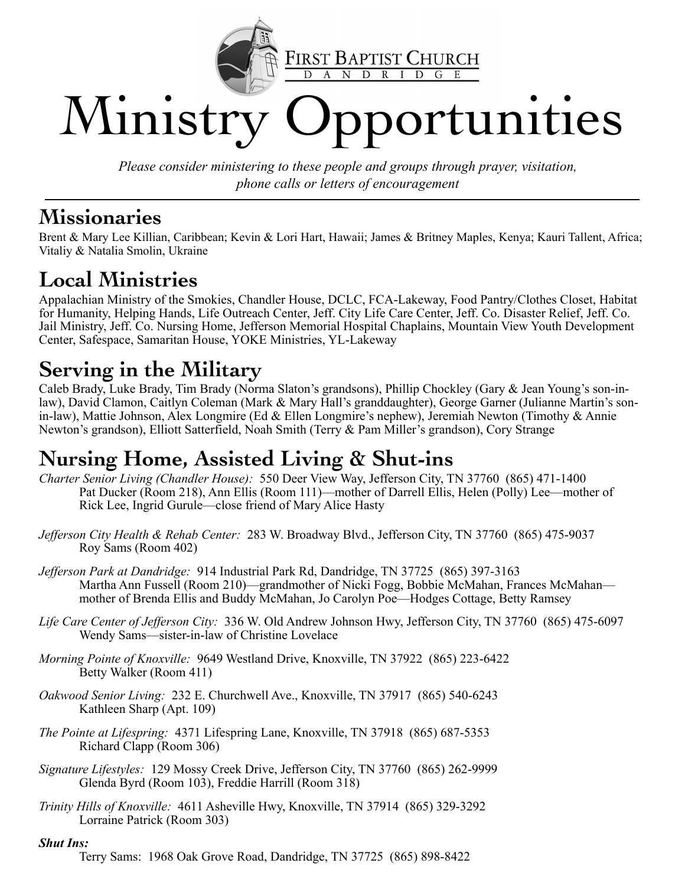First Baptist Church
Dandridge

# Ministry Opportunities

*Please consider ministering to these people and groups through prayer, visitation, phone calls or letters of encouragement*

## Missionaries

Brent & Mary Lee Killian, Caribbean; Kevin & Lori Hart, Hawaii; James & Britney Maples, Kenya; Kauri Tallent, Africa; Vitaliy & Natalia Smolin, Ukraine

## Local Ministries

Appalachian Ministry of the Smokies, Chandler House, DCLC, FCA-Lakeway, Food Pantry/Clothes Closet, Habitat for Humanity, Helping Hands, Life Outreach Center, Jeff. City Life Care Center, Jeff. Co. Disaster Relief, Jeff. Co. Jail Ministry, Jeff. Co. Nursing Home, Jefferson Memorial Hospital Chaplains, Mountain View Youth Development Center, Safespace, Samaritan House, YOKE Ministries, YL-Lakeway

## Serving in the Military

Caleb Brady, Luke Brady, Tim Brady (Norma Slaton's grandsons), Phillip Chockley (Gary & Jean Young's son-in-law), David Clamon, Caitlyn Coleman (Mark & Mary Hall's granddaughter), George Garner (Julianne Martin's son-in-law), Mattie Johnson, Alex Longmire (Ed & Ellen Longmire's nephew), Jeremiah Newton (Timothy & Annie Newton's grandson), Elliott Satterfield, Noah Smith (Terry & Pam Miller's grandson), Cory Strange

## Nursing Home, Assisted Living & Shut-ins

*Charter Senior Living (Chandler House):* 550 Deer View Way, Jefferson City, TN 37760 (865) 471-1400
Pat Ducker (Room 218), Ann Ellis (Room 111)—mother of Darrell Ellis, Helen (Polly) Lee—mother of Rick Lee, Ingrid Gurule—close friend of Mary Alice Hasty

*Jefferson City Health & Rehab Center:* 283 W. Broadway Blvd., Jefferson City, TN 37760 (865) 475-9037
Roy Sams (Room 402)

*Jefferson Park at Dandridge:* 914 Industrial Park Rd, Dandridge, TN 37725 (865) 397-3163
Martha Ann Fussell (Room 210)—grandmother of Nicki Fogg, Bobbie McMahan, Frances McMahan—mother of Brenda Ellis and Buddy McMahan, Jo Carolyn Poe—Hodges Cottage, Betty Ramsey

*Life Care Center of Jefferson City:* 336 W. Old Andrew Johnson Hwy, Jefferson City, TN 37760 (865) 475-6097
Wendy Sams—sister-in-law of Christine Lovelace

*Morning Pointe of Knoxville:* 9649 Westland Drive, Knoxville, TN 37922 (865) 223-6422
Betty Walker (Room 411)

*Oakwood Senior Living:* 232 E. Churchwell Ave., Knoxville, TN 37917 (865) 540-6243
Kathleen Sharp (Apt. 109)

*The Pointe at Lifespring:* 4371 Lifespring Lane, Knoxville, TN 37918 (865) 687-5353
Richard Clapp (Room 306)

*Signature Lifestyles:* 129 Mossy Creek Drive, Jefferson City, TN 37760 (865) 262-9999
Glenda Byrd (Room 103), Freddie Harrill (Room 318)

*Trinity Hills of Knoxville:* 4611 Asheville Hwy, Knoxville, TN 37914 (865) 329-3292
Lorraine Patrick (Room 303)

***Shut Ins:***
Terry Sams: 1968 Oak Grove Road, Dandridge, TN 37725 (865) 898-8422